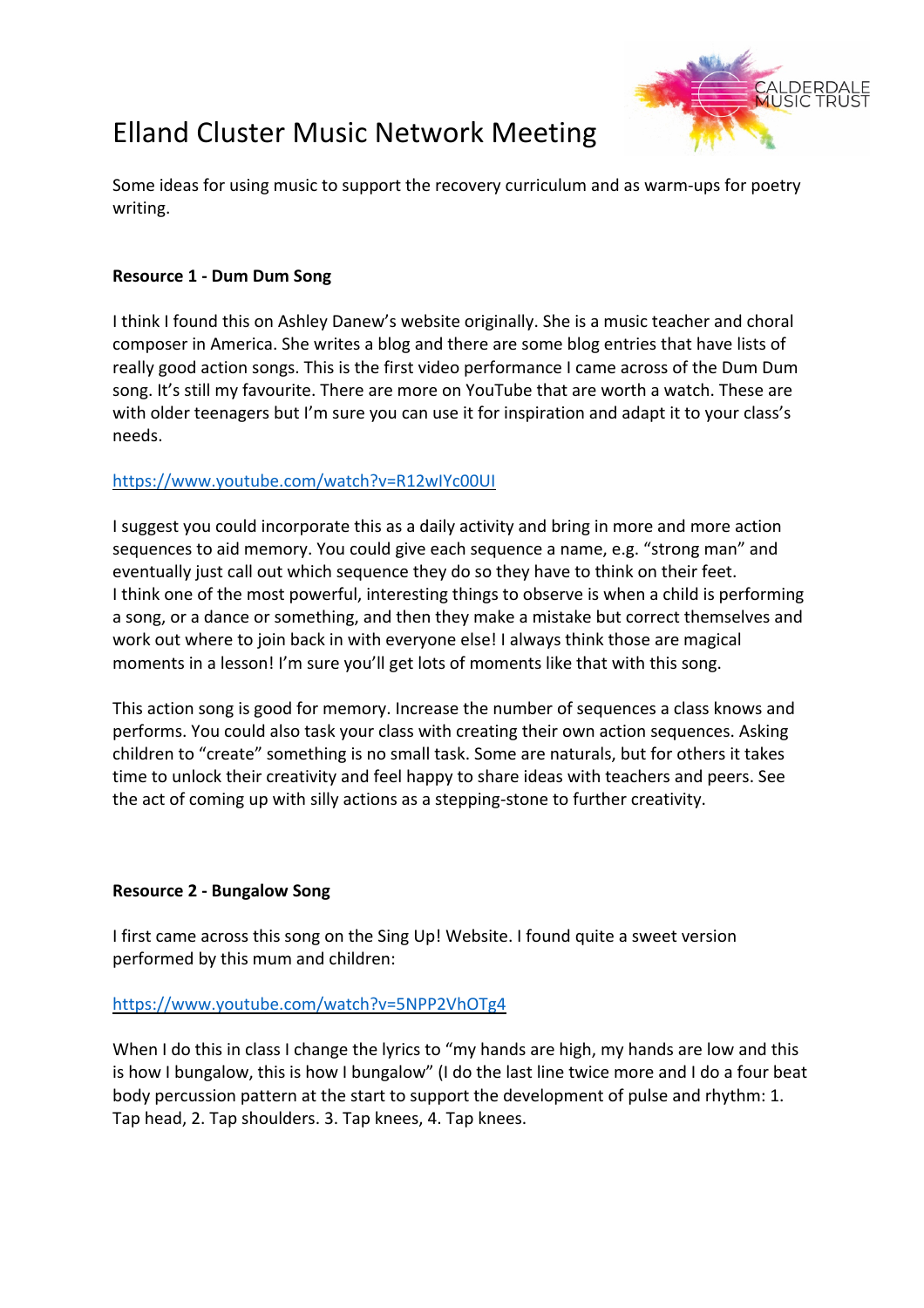# Elland Cluster Music Network Meeting

Some ideas for using music to support the recovery curriculum and as warm-ups for poetry writing.

**Resource 1 - Dum Dum Song**

I think I found this on Ashley Danew's website originally. She is a music teacher and choral composer in America. She writes a blog and there are some blog entries that have lists of really good action songs. This is the first video performance I came across of the Dum Dum song. It's still my favourite. There are more on YouTube that are worth a watch. These are with older teenagers but I'm sure you can use it for inspiration and adapt it to your class's needs.

https://www.youtube.com/watch?v=R12wIYc00UI

I suggest you could incorporate this as a daily activity and bring in more and more action sequences to aid memory. You could give each sequence a name, e.g. "strong man" and eventually just call out which sequence they do so they have to think on their feet.
I think one of the most powerful, interesting things to observe is when a child is performing a song, or a dance or something, and then they make a mistake but correct themselves and work out where to join back in with everyone else! I always think those are magical moments in a lesson! I'm sure you'll get lots of moments like that with this song.

This action song is good for memory. Increase the number of sequences a class knows and performs. You could also task your class with creating their own action sequences. Asking children to "create" something is no small task. Some are naturals, but for others it takes time to unlock their creativity and feel happy to share ideas with teachers and peers. See the act of coming up with silly actions as a stepping-stone to further creativity.

**Resource 2 - Bungalow Song**

I first came across this song on the Sing Up! Website. I found quite a sweet version performed by this mum and children:

https://www.youtube.com/watch?v=5NPP2VhOTg4

When I do this in class I change the lyrics to "my hands are high, my hands are low and this is how I bungalow, this is how I bungalow" (I do the last line twice more and I do a four beat body percussion pattern at the start to support the development of pulse and rhythm: 1. Tap head, 2. Tap shoulders. 3. Tap knees, 4. Tap knees.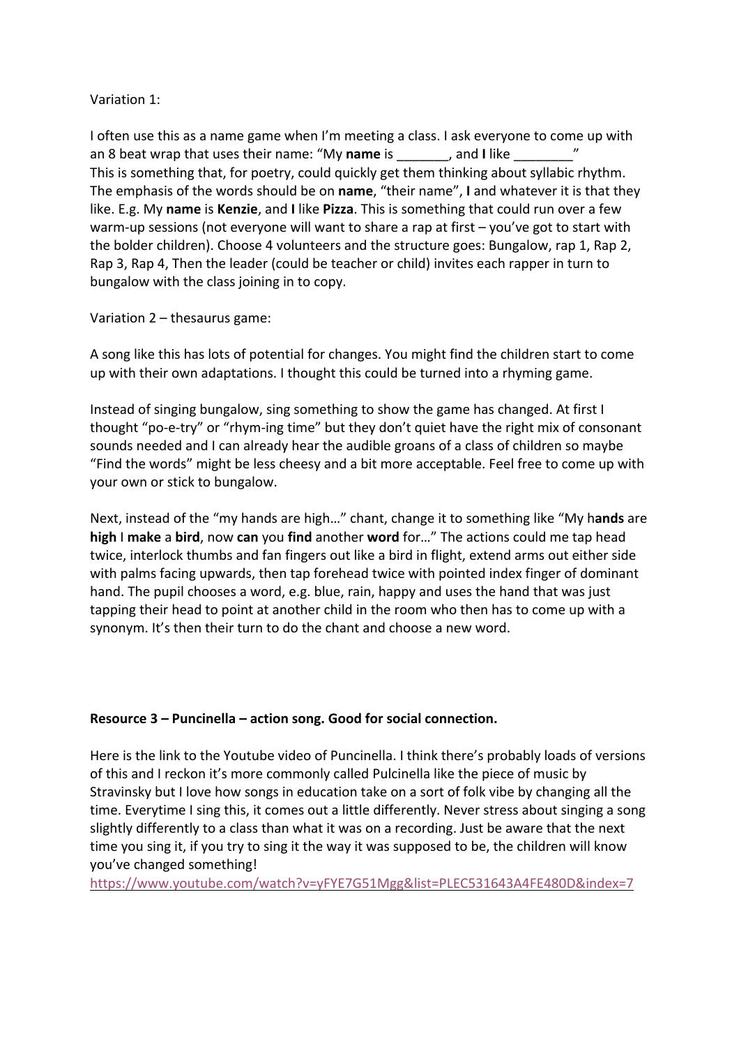Variation 1:

I often use this as a name game when I'm meeting a class. I ask everyone to come up with an 8 beat wrap that uses their name: "My **name** is _______, and **I** like ________"
This is something that, for poetry, could quickly get them thinking about syllabic rhythm. The emphasis of the words should be on **name**, "their name", **I** and whatever it is that they like. E.g. My **name** is **Kenzie**, and **I** like **Pizza**. This is something that could run over a few warm-up sessions (not everyone will want to share a rap at first – you've got to start with the bolder children). Choose 4 volunteers and the structure goes: Bungalow, rap 1, Rap 2, Rap 3, Rap 4, Then the leader (could be teacher or child) invites each rapper in turn to bungalow with the class joining in to copy.

Variation 2 – thesaurus game:

A song like this has lots of potential for changes. You might find the children start to come up with their own adaptations. I thought this could be turned into a rhyming game.

Instead of singing bungalow, sing something to show the game has changed. At first I thought "po-e-try" or "rhym-ing time" but they don't quiet have the right mix of consonant sounds needed and I can already hear the audible groans of a class of children so maybe "Find the words" might be less cheesy and a bit more acceptable. Feel free to come up with your own or stick to bungalow.

Next, instead of the "my hands are high…" chant, change it to something like "My h**ands** are **high** I **make** a **bird**, now **can** you **find** another **word** for…" The actions could me tap head twice, interlock thumbs and fan fingers out like a bird in flight, extend arms out either side with palms facing upwards, then tap forehead twice with pointed index finger of dominant hand. The pupil chooses a word, e.g. blue, rain, happy and uses the hand that was just tapping their head to point at another child in the room who then has to come up with a synonym. It's then their turn to do the chant and choose a new word.

**Resource 3 – Puncinella – action song. Good for social connection.**

Here is the link to the Youtube video of Puncinella. I think there's probably loads of versions of this and I reckon it's more commonly called Pulcinella like the piece of music by Stravinsky but I love how songs in education take on a sort of folk vibe by changing all the time. Everytime I sing this, it comes out a little differently. Never stress about singing a song slightly differently to a class than what it was on a recording. Just be aware that the next time you sing it, if you try to sing it the way it was supposed to be, the children will know you've changed something!
https://www.youtube.com/watch?v=yFYE7G51Mgg&list=PLEC531643A4FE480D&index=7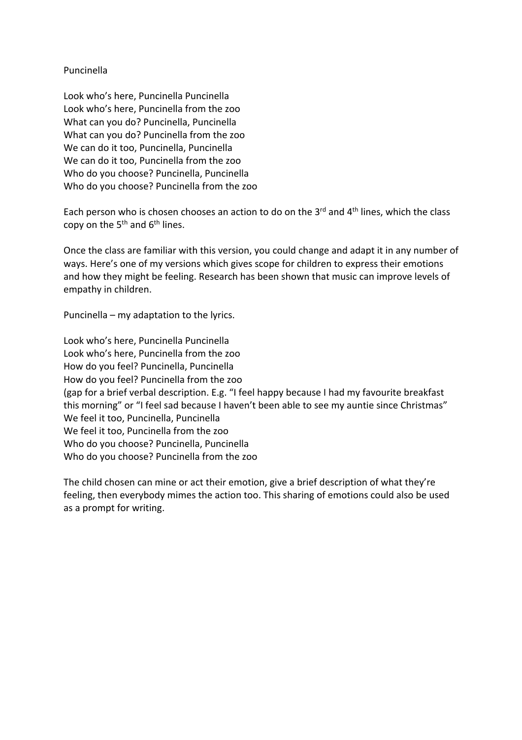Puncinella

Look who's here, Puncinella Puncinella
Look who's here, Puncinella from the zoo
What can you do? Puncinella, Puncinella
What can you do? Puncinella from the zoo
We can do it too, Puncinella, Puncinella
We can do it too, Puncinella from the zoo
Who do you choose? Puncinella, Puncinella
Who do you choose? Puncinella from the zoo

Each person who is chosen chooses an action to do on the 3rd and 4th lines, which the class copy on the 5th and 6th lines.

Once the class are familiar with this version, you could change and adapt it in any number of ways. Here's one of my versions which gives scope for children to express their emotions and how they might be feeling. Research has been shown that music can improve levels of empathy in children.

Puncinella – my adaptation to the lyrics.

Look who's here, Puncinella Puncinella
Look who's here, Puncinella from the zoo
How do you feel? Puncinella, Puncinella
How do you feel? Puncinella from the zoo
(gap for a brief verbal description. E.g. "I feel happy because I had my favourite breakfast this morning" or "I feel sad because I haven't been able to see my auntie since Christmas"
We feel it too, Puncinella, Puncinella
We feel it too, Puncinella from the zoo
Who do you choose? Puncinella, Puncinella
Who do you choose? Puncinella from the zoo

The child chosen can mine or act their emotion, give a brief description of what they're feeling, then everybody mimes the action too. This sharing of emotions could also be used as a prompt for writing.